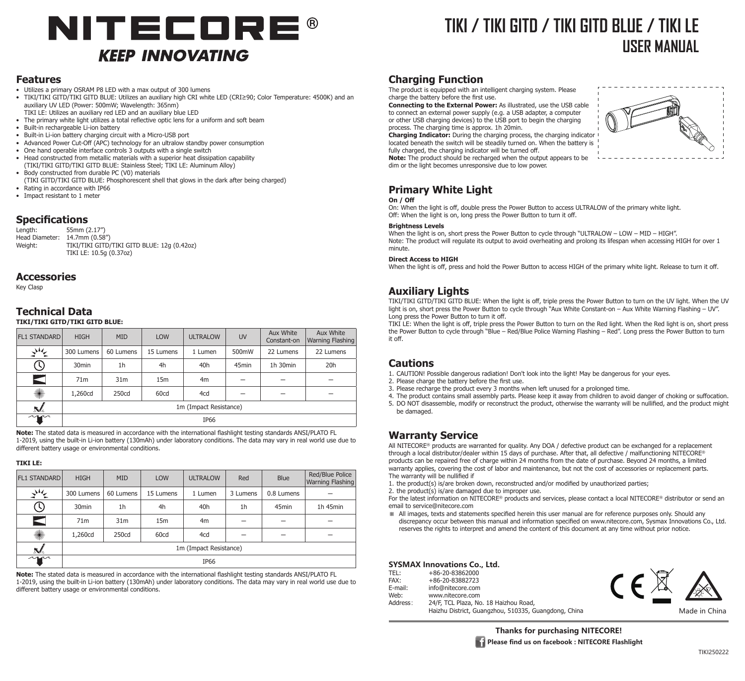# NITECORE®

**KEEP INNOVATING**

# TIKI / TIKI GITD / TIKI GITD BLUE / TIKI LE USER MANUAL

## Features

- Utilizes a primary OSRAM P8 LED with a max output of 300 lumens
- TIKI/TIKI GITD/TIKI GITD BLUE: Utilizes an auxiliary high CRI white LED (CRI≥90; Color Temperature: 4500K) and an auxiliary UV LED (Power: 500mW; Wavelength: 365nm)
  TIKI LE: Utilizes an auxiliary red LED and an auxiliary blue LED
- The primary white light utilizes a total reflective optic lens for a uniform and soft beam
- Built-in rechargeable Li-ion battery
- Built-in Li-ion battery charging circuit with a Micro-USB port
- Advanced Power Cut-Off (APC) technology for an ultralow standby power consumption
- One hand operable interface controls 3 outputs with a single switch
- Head constructed from metallic materials with a superior heat dissipation capability
  (TIKI/TIKI GITD/TIKI GITD BLUE: Stainless Steel; TIKI LE: Aluminum Alloy)
- Body constructed from durable PC (V0) materials
  (TIKI GITD/TIKI GITD BLUE: Phosphorescent shell that glows in the dark after being charged)
- Rating in accordance with IP66
- Impact resistant to 1 meter

## Specifications

Length: 55mm (2.17")
Head Diameter: 14.7mm (0.58")
Weight: TIKI/TIKI GITD/TIKI GITD BLUE: 12g (0.42oz)
TIKI LE: 10.5g (0.37oz)

## Accessories

Key Clasp

## Technical Data

**TIKI/TIKI GITD/TIKI GITD BLUE:**

| FL1 STANDARD | HIGH | MID | LOW | ULTRALOW | UV | Aux White Constant-on | Aux White Warning Flashing |
|---|---|---|---|---|---|---|---|
| Output | 300 Lumens | 60 Lumens | 15 Lumens | 1 Lumen | 500mW | 22 Lumens | 22 Lumens |
| Runtime | 30min | 1h | 4h | 40h | 45min | 1h 30min | 20h |
| Distance | 71m | 31m | 15m | 4m | — | — | — |
| Intensity | 1,260cd | 250cd | 60cd | 4cd | — | — | — |
| Impact Resistance | 1m (Impact Resistance) | | | | | | |
| Waterproof | IP66 | | | | | | |

**Note:** The stated data is measured in accordance with the international flashlight testing standards ANSI/PLATO FL 1-2019, using the built-in Li-ion battery (130mAh) under laboratory conditions. The data may vary in real world use due to different battery usage or environmental conditions.

**TIKI LE:**

| FL1 STANDARD | HIGH | MID | LOW | ULTRALOW | Red | Blue | Red/Blue Police Warning Flashing |
|---|---|---|---|---|---|---|---|
| Output | 300 Lumens | 60 Lumens | 15 Lumens | 1 Lumen | 3 Lumens | 0.8 Lumens | — |
| Runtime | 30min | 1h | 4h | 40h | 1h | 45min | 1h 45min |
| Distance | 71m | 31m | 15m | 4m | — | — | — |
| Intensity | 1,260cd | 250cd | 60cd | 4cd | — | — | — |
| Impact Resistance | 1m (Impact Resistance) | | | | | | |
| Waterproof | IP66 | | | | | | |

**Note:** The stated data is measured in accordance with the international flashlight testing standards ANSI/PLATO FL 1-2019, using the built-in Li-ion battery (130mAh) under laboratory conditions. The data may vary in real world use due to different battery usage or environmental conditions.

## Charging Function

The product is equipped with an intelligent charging system. Please charge the battery before the first use.

**Connecting to the External Power:** As illustrated, use the USB cable to connect an external power supply (e.g. a USB adapter, a computer or other USB charging devices) to the USB port to begin the charging process. The charging time is approx. 1h 20min.

**Charging Indicator:** During the charging process, the charging indicator located beneath the switch will be steadily turned on. When the battery is fully charged, the charging indicator will be turned off.

**Note:** The product should be recharged when the output appears to be dim or the light becomes unresponsive due to low power.

## Primary White Light

**On / Off**

On: When the light is off, double press the Power Button to access ULTRALOW of the primary white light.
Off: When the light is on, long press the Power Button to turn it off.

**Brightness Levels**

When the light is on, short press the Power Button to cycle through "ULTRALOW – LOW – MID – HIGH".
Note: The product will regulate its output to avoid overheating and prolong its lifespan when accessing HIGH for over 1 minute.

**Direct Access to HIGH**

When the light is off, press and hold the Power Button to access HIGH of the primary white light. Release to turn it off.

## Auxiliary Lights

TIKI/TIKI GITD/TIKI GITD BLUE: When the light is off, triple press the Power Button to turn on the UV light. When the UV light is on, short press the Power Button to cycle through "Aux White Constant-on – Aux White Warning Flashing – UV". Long press the Power Button to turn it off.

TIKI LE: When the light is off, triple press the Power Button to turn on the Red light. When the Red light is on, short press the Power Button to cycle through "Blue – Red/Blue Police Warning Flashing – Red". Long press the Power Button to turn it off.

## Cautions

1. CAUTION! Possible dangerous radiation! Don't look into the light! May be dangerous for your eyes.
2. Please charge the battery before the first use.
3. Please recharge the product every 3 months when left unused for a prolonged time.
4. The product contains small assembly parts. Please keep it away from children to avoid danger of choking or suffocation.
5. DO NOT disassemble, modify or reconstruct the product, otherwise the warranty will be nullified, and the product might be damaged.

## Warranty Service

All NITECORE® products are warranted for quality. Any DOA / defective product can be exchanged for a replacement through a local distributor/dealer within 15 days of purchase. After that, all defective / malfunctioning NITECORE® products can be repaired free of charge within 24 months from the date of purchase. Beyond 24 months, a limited warranty applies, covering the cost of labor and maintenance, but not the cost of accessories or replacement parts.
The warranty will be nullified if

1. the product(s) is/are broken down, reconstructed and/or modified by unauthorized parties;
2. the product(s) is/are damaged due to improper use.

For the latest information on NITECORE® products and services, please contact a local NITECORE® distributor or send an email to service@nitecore.com

※ All images, texts and statements specified herein this user manual are for reference purposes only. Should any discrepancy occur between this manual and information specified on www.nitecore.com, Sysmax Innovations Co., Ltd. reserves the rights to interpret and amend the content of this document at any time without prior notice.

**SYSMAX Innovations Co., Ltd.**

TEL: +86-20-83862000
FAX: +86-20-83882723
E-mail: info@nitecore.com
Web: www.nitecore.com
Address: 24/F, TCL Plaza, No. 18 Haizhou Road, Haizhu District, Guangzhou, 510335, Guangdong, China

Made in China

**Thanks for purchasing NITECORE!**

**Please find us on facebook : NITECORE Flashlight**

TIKI250222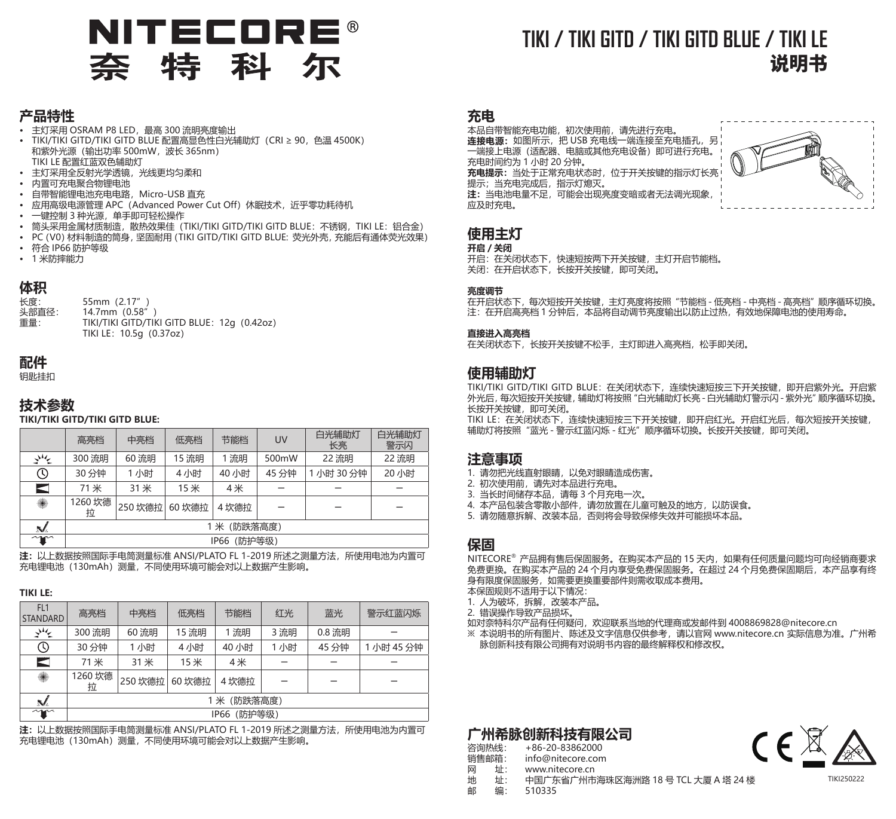# NITECORE®
# 奈 特 科 尔

# TIKI / TIKI GITD / TIKI GITD BLUE / TIKI LE
# 说明书

## 产品特性

- 主灯采用 OSRAM P8 LED，最高 300 流明亮度输出
- TIKI/TIKI GITD/TIKI GITD BLUE 配置高显色性白光辅助灯（CRI ≥ 90，色温 4500K）和紫外光源（输出功率 500mW，波长 365nm）
  TIKI LE 配置红蓝双色辅助灯
- 主灯采用全反射光学透镜，光线更均匀柔和
- 内置可充电聚合物锂电池
- 自带智能锂电池充电电路，Micro-USB 直充
- 应用高级电源管理 APC（Advanced Power Cut Off）休眠技术，近乎零功耗待机
- 一键控制 3 种光源，单手即可轻松操作
- 筒头采用金属材质制造，散热效果佳（TIKI/TIKI GITD/TIKI GITD BLUE：不锈钢，TIKI LE：铝合金）
- PC (V0) 材料制造的筒身，坚固耐用 (TIKI GITD/TIKI GITD BLUE: 荧光外壳，充能后有通体荧光效果)
- 符合 IP66 防护等级
- 1 米防摔能力

## 体积

长度：55mm（2.17”）
头部直径：14.7mm（0.58”）
重量：TIKI/TIKI GITD/TIKI GITD BLUE：12g（0.42oz）
TIKI LE：10.5g（0.37oz）

## 配件

钥匙挂扣

## 技术参数

**TIKI/TIKI GITD/TIKI GITD BLUE:**

| | 高亮档 | 中亮档 | 低亮档 | 节能档 | UV | 白光辅助灯长亮 | 白光辅助灯警示闪 |
|---|---|---|---|---|---|---|---|
| 亮度 | 300 流明 | 60 流明 | 15 流明 | 1 流明 | 500mW | 22 流明 | 22 流明 |
| 续航 | 30 分钟 | 1 小时 | 4 小时 | 40 小时 | 45 分钟 | 1 小时 30 分钟 | 20 小时 |
| 射程 | 71 米 | 31 米 | 15 米 | 4 米 | — | — | — |
| 光强 | 1260 坎德拉 | 250 坎德拉 | 60 坎德拉 | 4 坎德拉 | — | — | — |
| 抗摔 | 1 米（防跌落高度） | | | | | | |
| 防护 | IP66（防护等级） | | | | | | |

**注：**以上数据按照国际手电筒测量标准 ANSI/PLATO FL 1-2019 所述之测量方法，所使用电池为内置可充电锂电池（130mAh）测量，不同使用环境可能会对以上数据产生影响。

**TIKI LE:**

| FL1 STANDARD | 高亮档 | 中亮档 | 低亮档 | 节能档 | 红光 | 蓝光 | 警示红蓝闪烁 |
|---|---|---|---|---|---|---|---|
| 亮度 | 300 流明 | 60 流明 | 15 流明 | 1 流明 | 3 流明 | 0.8 流明 | — |
| 续航 | 30 分钟 | 1 小时 | 4 小时 | 40 小时 | 1 小时 | 45 分钟 | 1 小时 45 分钟 |
| 射程 | 71 米 | 31 米 | 15 米 | 4 米 | — | — | — |
| 光强 | 1260 坎德拉 | 250 坎德拉 | 60 坎德拉 | 4 坎德拉 | — | — | — |
| 抗摔 | 1 米（防跌落高度） | | | | | | |
| 防护 | IP66（防护等级） | | | | | | |

**注：**以上数据按照国际手电筒测量标准 ANSI/PLATO FL 1-2019 所述之测量方法，所使用电池为内置可充电锂电池（130mAh）测量，不同使用环境可能会对以上数据产生影响。

## 充电

本品自带智能充电功能，初次使用前，请先进行充电。
**连接电源：**如图所示，把 USB 充电线一端连接至充电插孔，另一端接上电源（适配器、电脑或其他充电设备）即可进行充电。充电时间约为 1 小时 20 分钟。
**充电提示：**当处于正常充电状态时，位于开关按键的指示灯长亮提示；当充电完成后，指示灯熄灭。
**注：**当电池电量不足，可能会出现亮度变暗或者无法调光现象，应及时充电。

## 使用主灯

**开启 / 关闭**

开启：在关闭状态下，快速短按两下开关按键，主灯开启节能档。
关闭：在开启状态下，长按开关按键，即可关闭。

**亮度调节**

在开启状态下，每次短按开关按键，主灯亮度将按照“节能档 - 低亮档 - 中亮档 - 高亮档”顺序循环切换。
注：在开启高亮档 1 分钟后，本品将自动调节亮度输出以防止过热，有效地保障电池的使用寿命。

**直接进入高亮档**

在关闭状态下，长按开关按键不松手，主灯即进入高亮档，松手即关闭。

## 使用辅助灯

TIKI/TIKI GITD/TIKI GITD BLUE：在关闭状态下，连续快速短按三下开关按键，即开启紫外光。开启紫外光后，每次短按开关按键，辅助灯将按照“白光辅助灯长亮 - 白光辅助灯警示闪 - 紫外光”顺序循环切换。长按开关按键，即可关闭。
TIKI LE：在关闭状态下，连续快速短按三下开关按键，即开启红光。开启红光后，每次短按开关按键，辅助灯将按照“蓝光 - 警示红蓝闪烁 - 红光”顺序循环切换。长按开关按键，即可关闭。

## 注意事项

1. 请勿把光线直射眼睛，以免对眼睛造成伤害。
2. 初次使用前，请先对本品进行充电。
3. 当长时间储存本品，请每 3 个月充电一次。
4. 本产品包装含零散小部件，请勿放置在儿童可触及的地方，以防误食。
5. 请勿随意拆解、改装本品，否则将会导致保修失效并可能损坏本品。

## 保固

NITECORE® 产品拥有售后保固服务。在购买本产品的 15 天内，如果有任何质量问题均可向经销商要求免费更换。在购买本产品的 24 个月内享受免费保固服务。在超过 24 个月免费保固期后，本产品享有终身有限度保固服务，如需要更换重要部件则需收取成本费用。
本保固规则不适用于以下情况：
1. 人为破坏，拆解，改装本产品。
2. 错误操作导致产品损坏。

如对奈特科尔产品有任何疑问，欢迎联系当地的代理商或发邮件到 4008869828@nitecore.cn
※ 本说明书的所有图片、陈述及文字信息仅供参考，请以官网 www.nitecore.cn 实际信息为准。广州希脉创新科技有限公司拥有对说明书内容的最终解释权和修改权。

## 广州希脉创新科技有限公司

咨询热线：+86-20-83862000
销售邮箱：info@nitecore.com
网　址：www.nitecore.cn
地　址：中国广东省广州市海珠区海洲路 18 号 TCL 大厦 A 塔 24 楼
邮　编：510335

TIKI250222